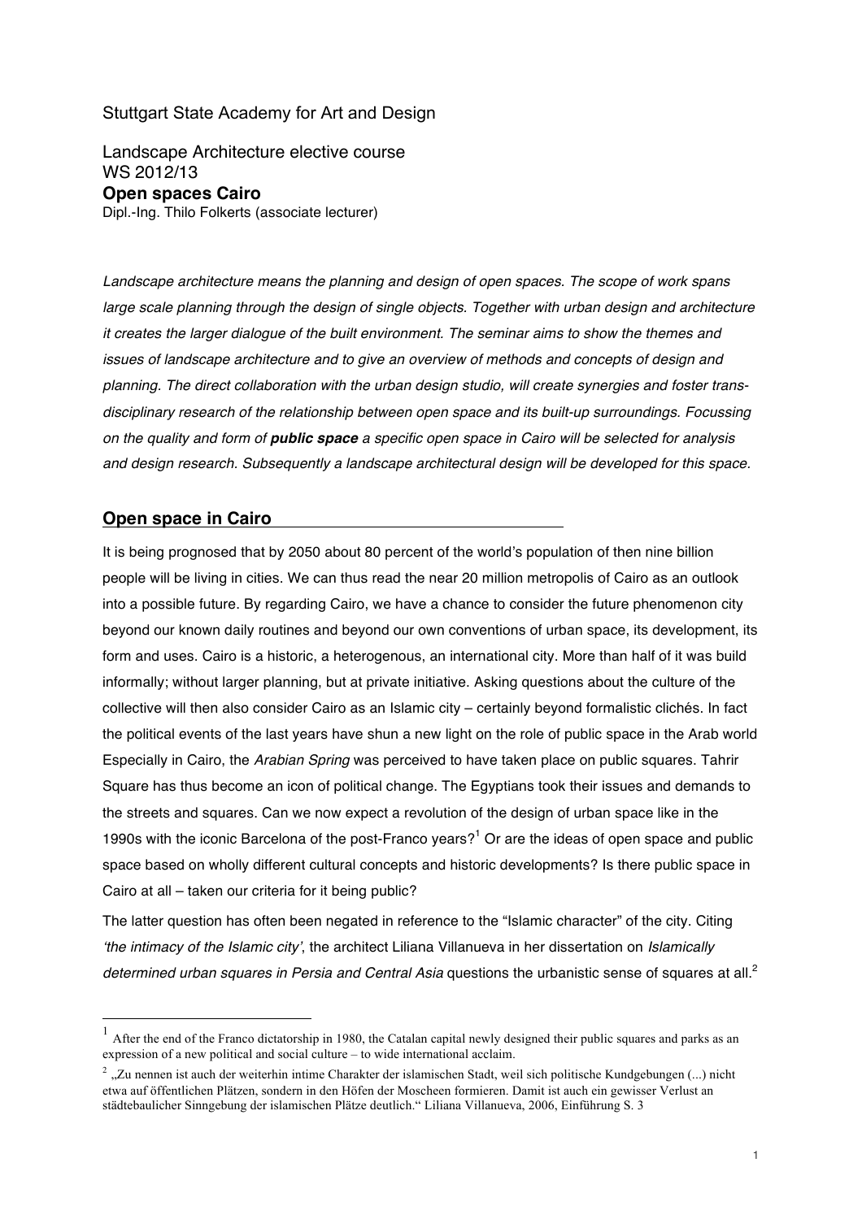Stuttgart State Academy for Art and Design

Landscape Architecture elective course
WS 2012/13
**Open spaces Cairo**
Dipl.-Ing. Thilo Folkerts (associate lecturer)

*Landscape architecture means the planning and design of open spaces. The scope of work spans large scale planning through the design of single objects. Together with urban design and architecture it creates the larger dialogue of the built environment. The seminar aims to show the themes and issues of landscape architecture and to give an overview of methods and concepts of design and planning. The direct collaboration with the urban design studio, will create synergies and foster trans-disciplinary research of the relationship between open space and its built-up surroundings. Focussing on the quality and form of **public space** a specific open space in Cairo will be selected for analysis and design research. Subsequently a landscape architectural design will be developed for this space.*

## Open space in Cairo

It is being prognosed that by 2050 about 80 percent of the world's population of then nine billion people will be living in cities. We can thus read the near 20 million metropolis of Cairo as an outlook into a possible future. By regarding Cairo, we have a chance to consider the future phenomenon city beyond our known daily routines and beyond our own conventions of urban space, its development, its form and uses. Cairo is a historic, a heterogenous, an international city. More than half of it was build informally; without larger planning, but at private initiative. Asking questions about the culture of the collective will then also consider Cairo as an Islamic city – certainly beyond formalistic clichés. In fact the political events of the last years have shun a new light on the role of public space in the Arab world Especially in Cairo, the *Arabian Spring* was perceived to have taken place on public squares. Tahrir Square has thus become an icon of political change. The Egyptians took their issues and demands to the streets and squares. Can we now expect a revolution of the design of urban space like in the 1990s with the iconic Barcelona of the post-Franco years?[1] Or are the ideas of open space and public space based on wholly different cultural concepts and historic developments? Is there public space in Cairo at all – taken our criteria for it being public?

The latter question has often been negated in reference to the "Islamic character" of the city. Citing *'the intimacy of the Islamic city'*, the architect Liliana Villanueva in her dissertation on *Islamically determined urban squares in Persia and Central Asia* questions the urbanistic sense of squares at all.[2]

---

[1] After the end of the Franco dictatorship in 1980, the Catalan capital newly designed their public squares and parks as an expression of a new political and social culture – to wide international acclaim.

[2] „Zu nennen ist auch der weiterhin intime Charakter der islamischen Stadt, weil sich politische Kundgebungen (...) nicht etwa auf öffentlichen Plätzen, sondern in den Höfen der Moscheen formieren. Damit ist auch ein gewisser Verlust an städtebaulicher Sinngebung der islamischen Plätze deutlich." Liliana Villanueva, 2006, Einführung S. 3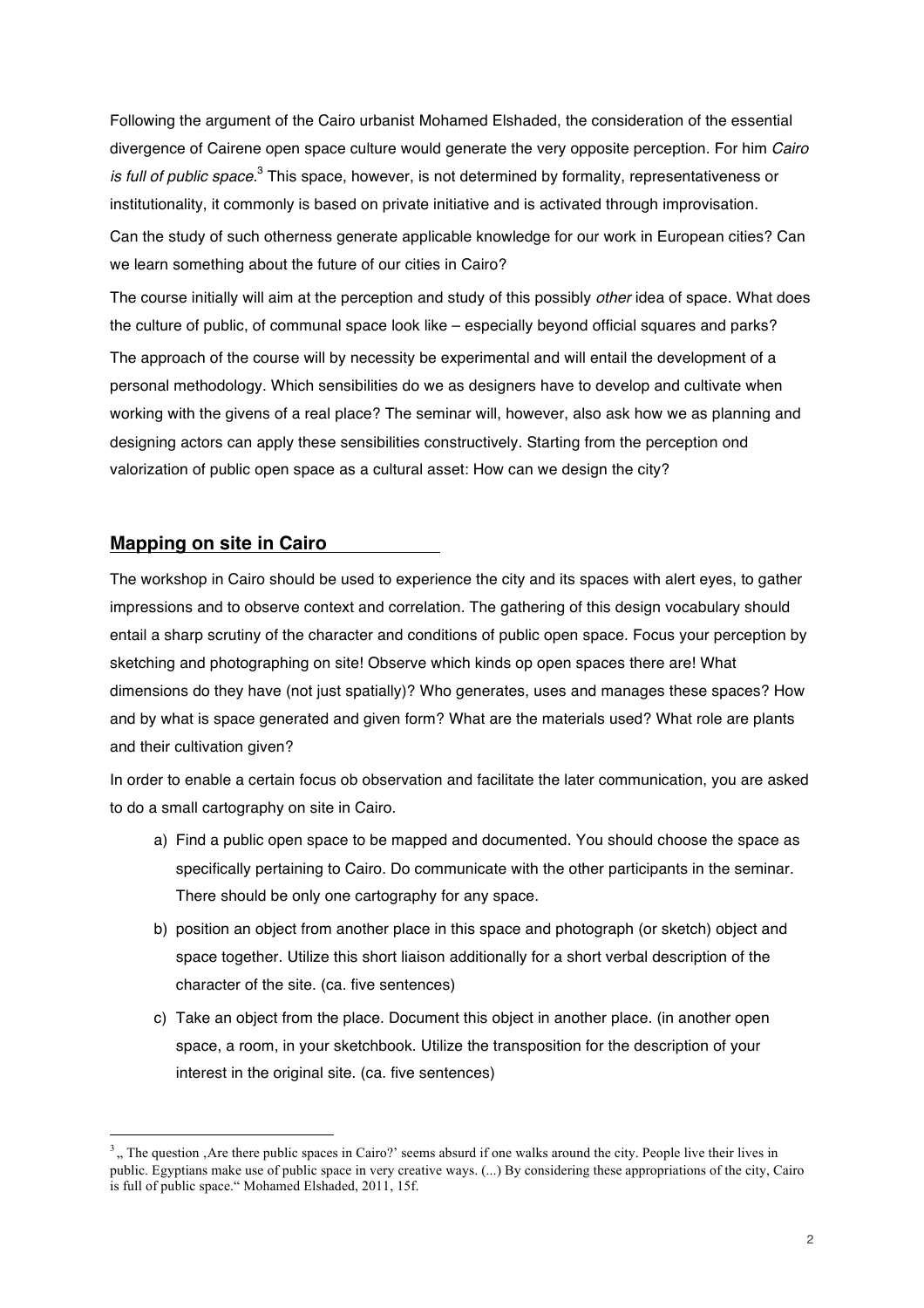Following the argument of the Cairo urbanist Mohamed Elshaded, the consideration of the essential divergence of Cairene open space culture would generate the very opposite perception. For him *Cairo is full of public space*.[3] This space, however, is not determined by formality, representativeness or institutionality, it commonly is based on private initiative and is activated through improvisation.

Can the study of such otherness generate applicable knowledge for our work in European cities? Can we learn something about the future of our cities in Cairo?

The course initially will aim at the perception and study of this possibly *other* idea of space. What does the culture of public, of communal space look like – especially beyond official squares and parks?

The approach of the course will by necessity be experimental and will entail the development of a personal methodology. Which sensibilities do we as designers have to develop and cultivate when working with the givens of a real place? The seminar will, however, also ask how we as planning and designing actors can apply these sensibilities constructively. Starting from the perception ond valorization of public open space as a cultural asset: How can we design the city?

## Mapping on site in Cairo

The workshop in Cairo should be used to experience the city and its spaces with alert eyes, to gather impressions and to observe context and correlation. The gathering of this design vocabulary should entail a sharp scrutiny of the character and conditions of public open space. Focus your perception by sketching and photographing on site! Observe which kinds op open spaces there are! What dimensions do they have (not just spatially)? Who generates, uses and manages these spaces? How and by what is space generated and given form? What are the materials used? What role are plants and their cultivation given?

In order to enable a certain focus ob observation and facilitate the later communication, you are asked to do a small cartography on site in Cairo.

a) Find a public open space to be mapped and documented. You should choose the space as specifically pertaining to Cairo. Do communicate with the other participants in the seminar. There should be only one cartography for any space.

b) position an object from another place in this space and photograph (or sketch) object and space together. Utilize this short liaison additionally for a short verbal description of the character of the site. (ca. five sentences)

c) Take an object from the place. Document this object in another place. (in another open space, a room, in your sketchbook. Utilize the transposition for the description of your interest in the original site. (ca. five sentences)

---

[3] „ The question ‚Are there public spaces in Cairo?' seems absurd if one walks around the city. People live their lives in public. Egyptians make use of public space in very creative ways. (...) By considering these appropriations of the city, Cairo is full of public space." Mohamed Elshaded, 2011, 15f.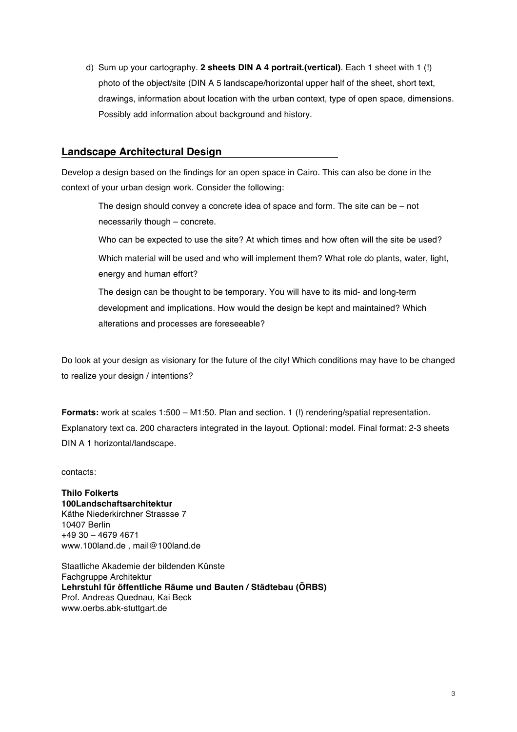d) Sum up your cartography. **2 sheets DIN A 4 portrait.(vertical)**. Each 1 sheet with 1 (!) photo of the object/site (DIN A 5 landscape/horizontal upper half of the sheet, short text, drawings, information about location with the urban context, type of open space, dimensions. Possibly add information about background and history.

## Landscape Architectural Design

Develop a design based on the findings for an open space in Cairo. This can also be done in the context of your urban design work. Consider the following:

The design should convey a concrete idea of space and form. The site can be – not necessarily though – concrete.

Who can be expected to use the site? At which times and how often will the site be used?

Which material will be used and who will implement them? What role do plants, water, light, energy and human effort?

The design can be thought to be temporary. You will have to its mid- and long-term development and implications. How would the design be kept and maintained? Which alterations and processes are foreseeable?

Do look at your design as visionary for the future of the city! Which conditions may have to be changed to realize your design / intentions?

**Formats:** work at scales 1:500 – M1:50. Plan and section. 1 (!) rendering/spatial representation. Explanatory text ca. 200 characters integrated in the layout. Optional: model. Final format: 2-3 sheets DIN A 1 horizontal/landscape.

contacts:

**Thilo Folkerts**
**100Landschaftsarchitektur**
Käthe Niederkirchner Strassse 7
10407 Berlin
+49 30 – 4679 4671
www.100land.de , mail@100land.de

Staatliche Akademie der bildenden Künste
Fachgruppe Architektur
**Lehrstuhl für öffentliche Räume und Bauten / Städtebau (ÖRBS)**
Prof. Andreas Quednau, Kai Beck
www.oerbs.abk-stuttgart.de